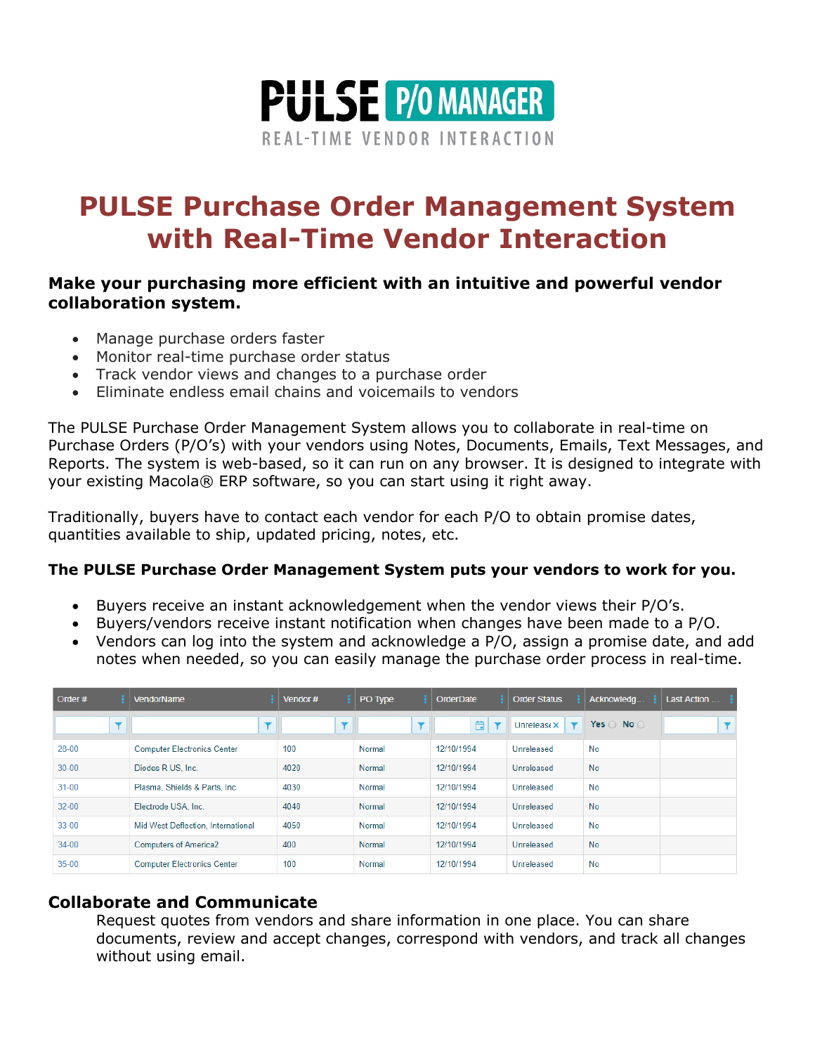PULSE P/O MANAGER

REAL-TIME VENDOR INTERACTION

# PULSE Purchase Order Management System with Real-Time Vendor Interaction

**Make your purchasing more efficient with an intuitive and powerful vendor collaboration system.**

- Manage purchase orders faster
- Monitor real-time purchase order status
- Track vendor views and changes to a purchase order
- Eliminate endless email chains and voicemails to vendors

The PULSE Purchase Order Management System allows you to collaborate in real-time on Purchase Orders (P/O's) with your vendors using Notes, Documents, Emails, Text Messages, and Reports. The system is web-based, so it can run on any browser. It is designed to integrate with your existing Macola® ERP software, so you can start using it right away.

Traditionally, buyers have to contact each vendor for each P/O to obtain promise dates, quantities available to ship, updated pricing, notes, etc.

**The PULSE Purchase Order Management System puts your vendors to work for you.**

- Buyers receive an instant acknowledgement when the vendor views their P/O's.
- Buyers/vendors receive instant notification when changes have been made to a P/O.
- Vendors can log into the system and acknowledge a P/O, assign a promise date, and add notes when needed, so you can easily manage the purchase order process in real-time.

| Order # | VendorName | Vendor # | PO Type | OrderDate | Order Status | Acknowledg... | Last Action ... |
|---|---|---|---|---|---|---|---|
| | | | | | Unrelease | Yes No | |
| 28-00 | Computer Electronics Center | 100 | Normal | 12/10/1994 | Unreleased | No | |
| 30-00 | Diodes R US, Inc. | 4020 | Normal | 12/10/1994 | Unreleased | No | |
| 31-00 | Plasma, Shields & Parts, Inc. | 4030 | Normal | 12/10/1994 | Unreleased | No | |
| 32-00 | Electrode USA, Inc. | 4040 | Normal | 12/10/1994 | Unreleased | No | |
| 33-00 | Mid West Deflection, International | 4050 | Normal | 12/10/1994 | Unreleased | No | |
| 34-00 | Computers of America2 | 400 | Normal | 12/10/1994 | Unreleased | No | |
| 35-00 | Computer Electronics Center | 100 | Normal | 12/10/1994 | Unreleased | No | |

## Collaborate and Communicate

Request quotes from vendors and share information in one place. You can share documents, review and accept changes, correspond with vendors, and track all changes without using email.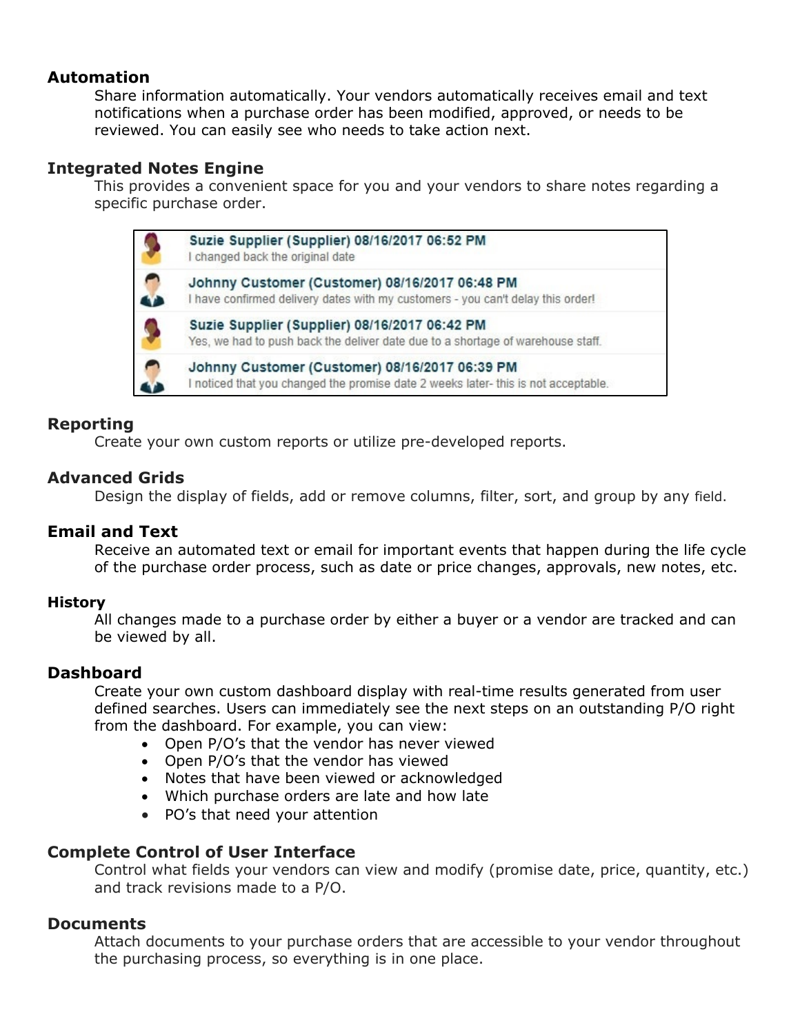## Automation

Share information automatically. Your vendors automatically receives email and text notifications when a purchase order has been modified, approved, or needs to be reviewed. You can easily see who needs to take action next.

## Integrated Notes Engine

This provides a convenient space for you and your vendors to share notes regarding a specific purchase order.

**Suzie Supplier (Supplier) 08/16/2017 06:52 PM**
I changed back the original date

**Johnny Customer (Customer) 08/16/2017 06:48 PM**
I have confirmed delivery dates with my customers - you can't delay this order!

**Suzie Supplier (Supplier) 08/16/2017 06:42 PM**
Yes, we had to push back the deliver date due to a shortage of warehouse staff.

**Johnny Customer (Customer) 08/16/2017 06:39 PM**
I noticed that you changed the promise date 2 weeks later- this is not acceptable.

## Reporting

Create your own custom reports or utilize pre-developed reports.

## Advanced Grids

Design the display of fields, add or remove columns, filter, sort, and group by any field.

## Email and Text

Receive an automated text or email for important events that happen during the life cycle of the purchase order process, such as date or price changes, approvals, new notes, etc.

## History

All changes made to a purchase order by either a buyer or a vendor are tracked and can be viewed by all.

## Dashboard

Create your own custom dashboard display with real-time results generated from user defined searches. Users can immediately see the next steps on an outstanding P/O right from the dashboard. For example, you can view:

- Open P/O's that the vendor has never viewed
- Open P/O's that the vendor has viewed
- Notes that have been viewed or acknowledged
- Which purchase orders are late and how late
- PO's that need your attention

## Complete Control of User Interface

Control what fields your vendors can view and modify (promise date, price, quantity, etc.) and track revisions made to a P/O.

## Documents

Attach documents to your purchase orders that are accessible to your vendor throughout the purchasing process, so everything is in one place.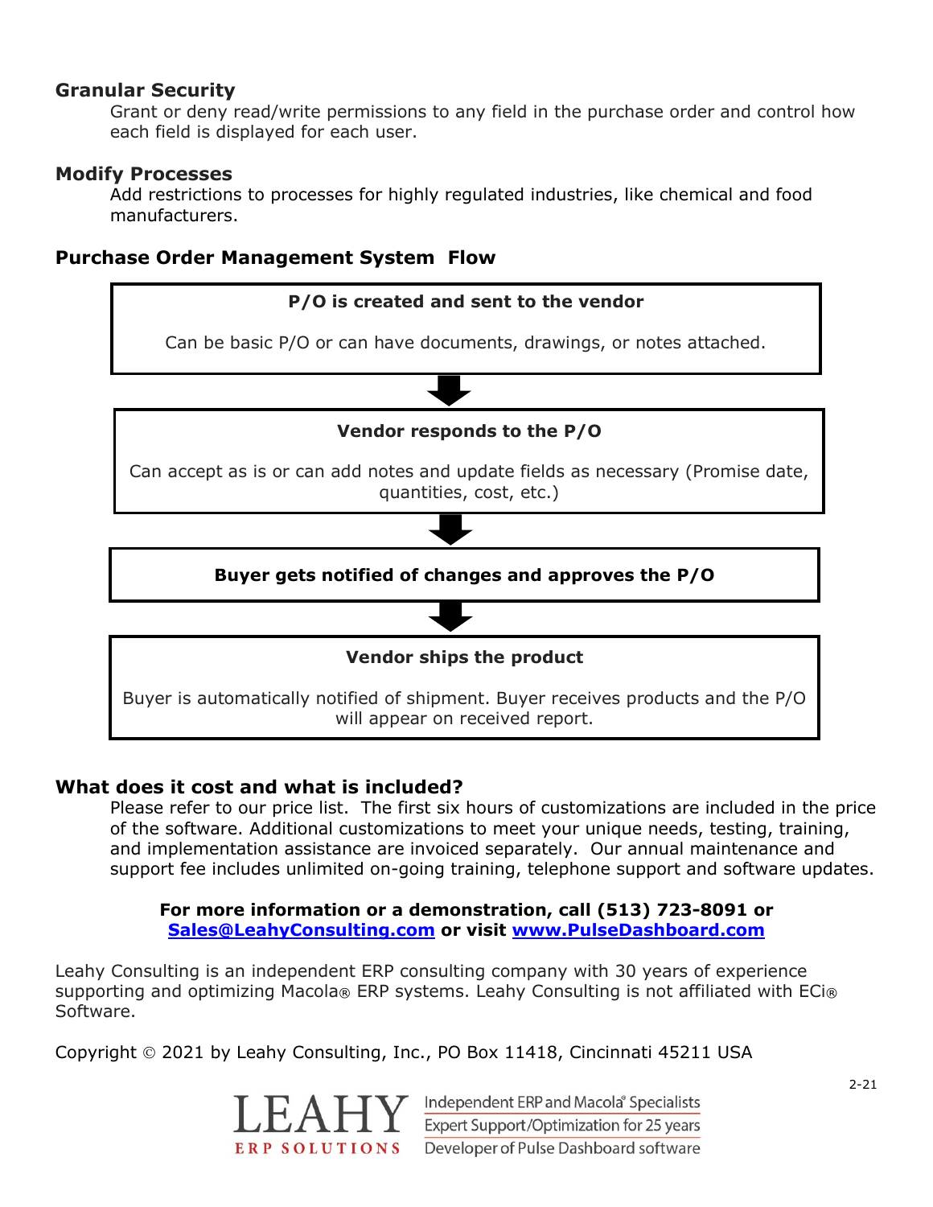### Granular Security

Grant or deny read/write permissions to any field in the purchase order and control how each field is displayed for each user.

### Modify Processes

Add restrictions to processes for highly regulated industries, like chemical and food manufacturers.

### Purchase Order Management System Flow

**P/O is created and sent to the vendor**

Can be basic P/O or can have documents, drawings, or notes attached.

**Vendor responds to the P/O**

Can accept as is or can add notes and update fields as necessary (Promise date, quantities, cost, etc.)

**Buyer gets notified of changes and approves the P/O**

**Vendor ships the product**

Buyer is automatically notified of shipment. Buyer receives products and the P/O will appear on received report.

### What does it cost and what is included?

Please refer to our price list. The first six hours of customizations are included in the price of the software. Additional customizations to meet your unique needs, testing, training, and implementation assistance are invoiced separately. Our annual maintenance and support fee includes unlimited on-going training, telephone support and software updates.

**For more information or a demonstration, call (513) 723-8091 or [Sales@LeahyConsulting.com](mailto:Sales@LeahyConsulting.com) or visit [www.PulseDashboard.com](http://www.PulseDashboard.com)**

Leahy Consulting is an independent ERP consulting company with 30 years of experience supporting and optimizing Macola® ERP systems. Leahy Consulting is not affiliated with ECi® Software.

Copyright © 2021 by Leahy Consulting, Inc., PO Box 11418, Cincinnati 45211 USA

LEAHY ERP SOLUTIONS

Independent ERP and Macola® Specialists
Expert Support/Optimization for 25 years
Developer of Pulse Dashboard software